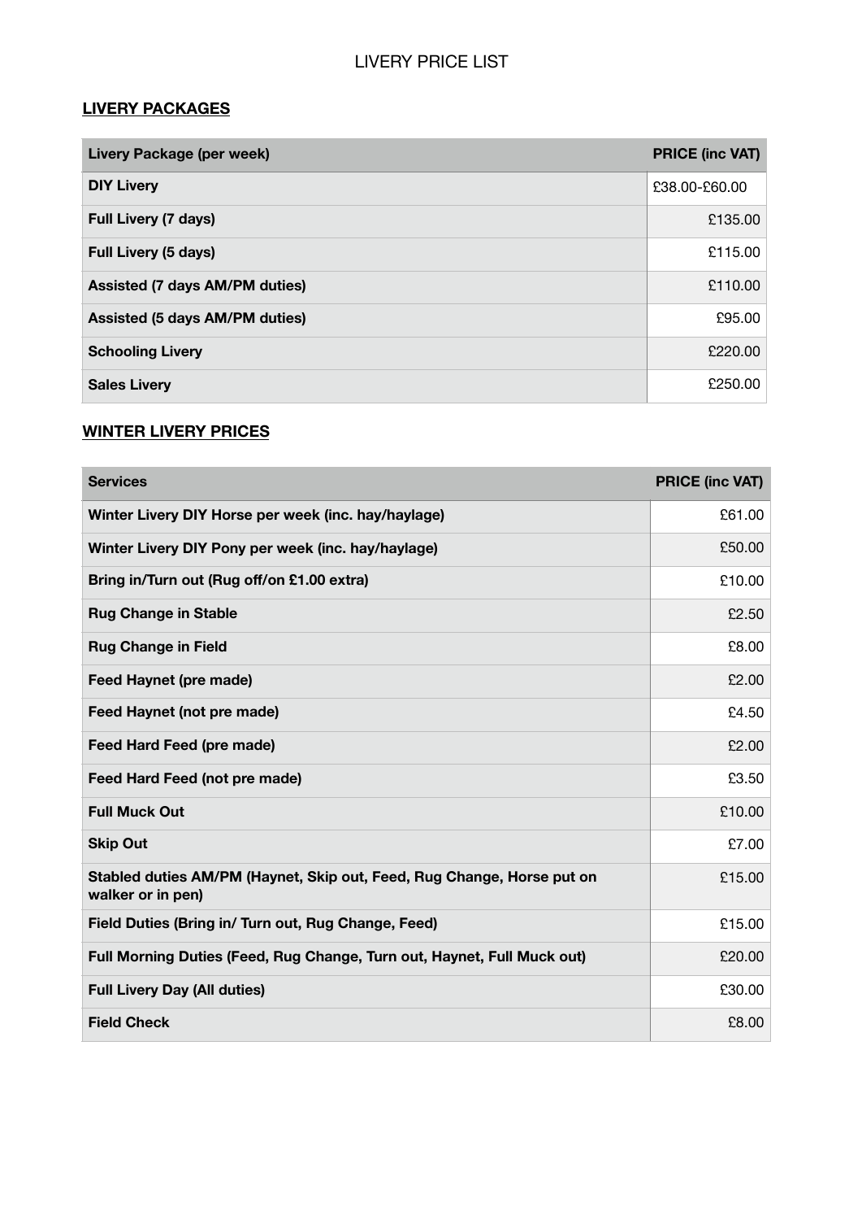# LIVERY PRICE LIST

## LIVERY PACKAGES

| Livery Package (per week) | PRICE (inc VAT) |
|---|---|
| **DIY Livery** | £38.00-£60.00 |
| **Full Livery (7 days)** | £135.00 |
| **Full Livery (5 days)** | £115.00 |
| **Assisted (7 days AM/PM duties)** | £110.00 |
| **Assisted (5 days AM/PM duties)** | £95.00 |
| **Schooling Livery** | £220.00 |
| **Sales Livery** | £250.00 |

## WINTER LIVERY PRICES

| Services | PRICE (inc VAT) |
|---|---|
| **Winter Livery DIY Horse per week (inc. hay/haylage)** | £61.00 |
| **Winter Livery DIY Pony per week (inc. hay/haylage)** | £50.00 |
| **Bring in/Turn out (Rug off/on £1.00 extra)** | £10.00 |
| **Rug Change in Stable** | £2.50 |
| **Rug Change in Field** | £8.00 |
| **Feed Haynet (pre made)** | £2.00 |
| **Feed Haynet (not pre made)** | £4.50 |
| **Feed Hard Feed (pre made)** | £2.00 |
| **Feed Hard Feed (not pre made)** | £3.50 |
| **Full Muck Out** | £10.00 |
| **Skip Out** | £7.00 |
| **Stabled duties AM/PM (Haynet, Skip out, Feed, Rug Change, Horse put on walker or in pen)** | £15.00 |
| **Field Duties (Bring in/ Turn out, Rug Change, Feed)** | £15.00 |
| **Full Morning Duties (Feed, Rug Change, Turn out, Haynet, Full Muck out)** | £20.00 |
| **Full Livery Day (All duties)** | £30.00 |
| **Field Check** | £8.00 |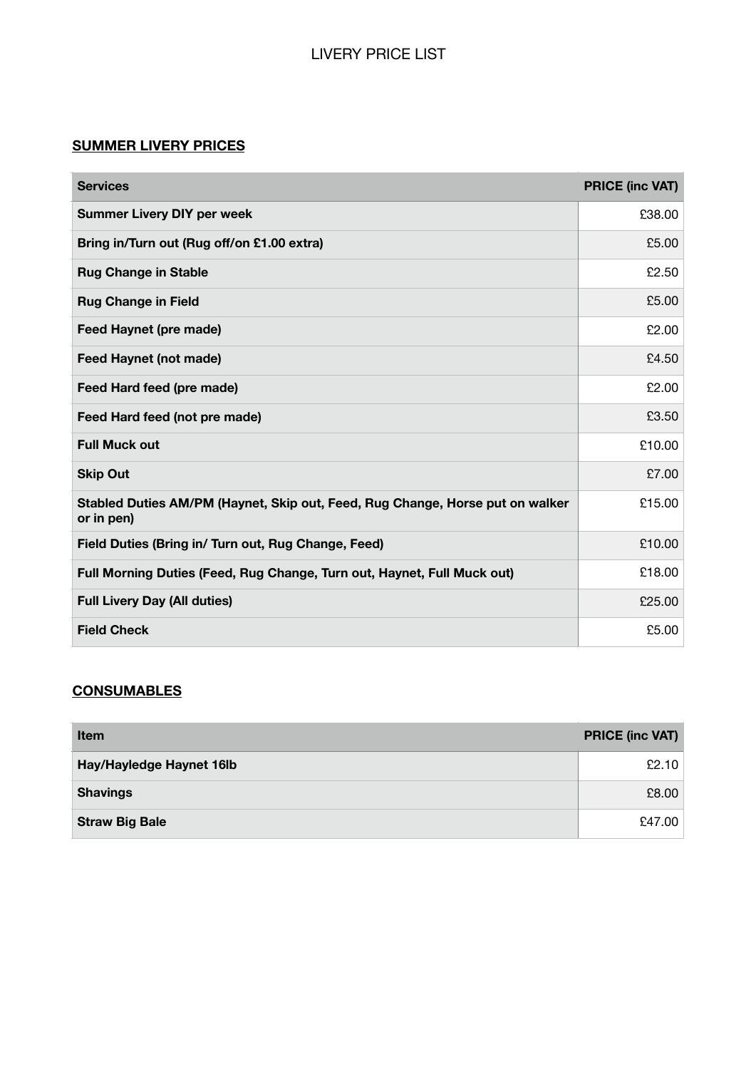LIVERY PRICE LIST

## SUMMER LIVERY PRICES

| Services | PRICE (inc VAT) |
|---|---|
| **Summer Livery DIY per week** | £38.00 |
| **Bring in/Turn out (Rug off/on £1.00 extra)** | £5.00 |
| **Rug Change in Stable** | £2.50 |
| **Rug Change in Field** | £5.00 |
| **Feed Haynet (pre made)** | £2.00 |
| **Feed Haynet (not made)** | £4.50 |
| **Feed Hard feed (pre made)** | £2.00 |
| **Feed Hard feed (not pre made)** | £3.50 |
| **Full Muck out** | £10.00 |
| **Skip Out** | £7.00 |
| **Stabled Duties AM/PM (Haynet, Skip out, Feed, Rug Change, Horse put on walker or in pen)** | £15.00 |
| **Field Duties (Bring in/ Turn out, Rug Change, Feed)** | £10.00 |
| **Full Morning Duties (Feed, Rug Change, Turn out, Haynet, Full Muck out)** | £18.00 |
| **Full Livery Day (All duties)** | £25.00 |
| **Field Check** | £5.00 |

## CONSUMABLES

| Item | PRICE (inc VAT) |
|---|---|
| **Hay/Hayledge Haynet 16lb** | £2.10 |
| **Shavings** | £8.00 |
| **Straw Big Bale** | £47.00 |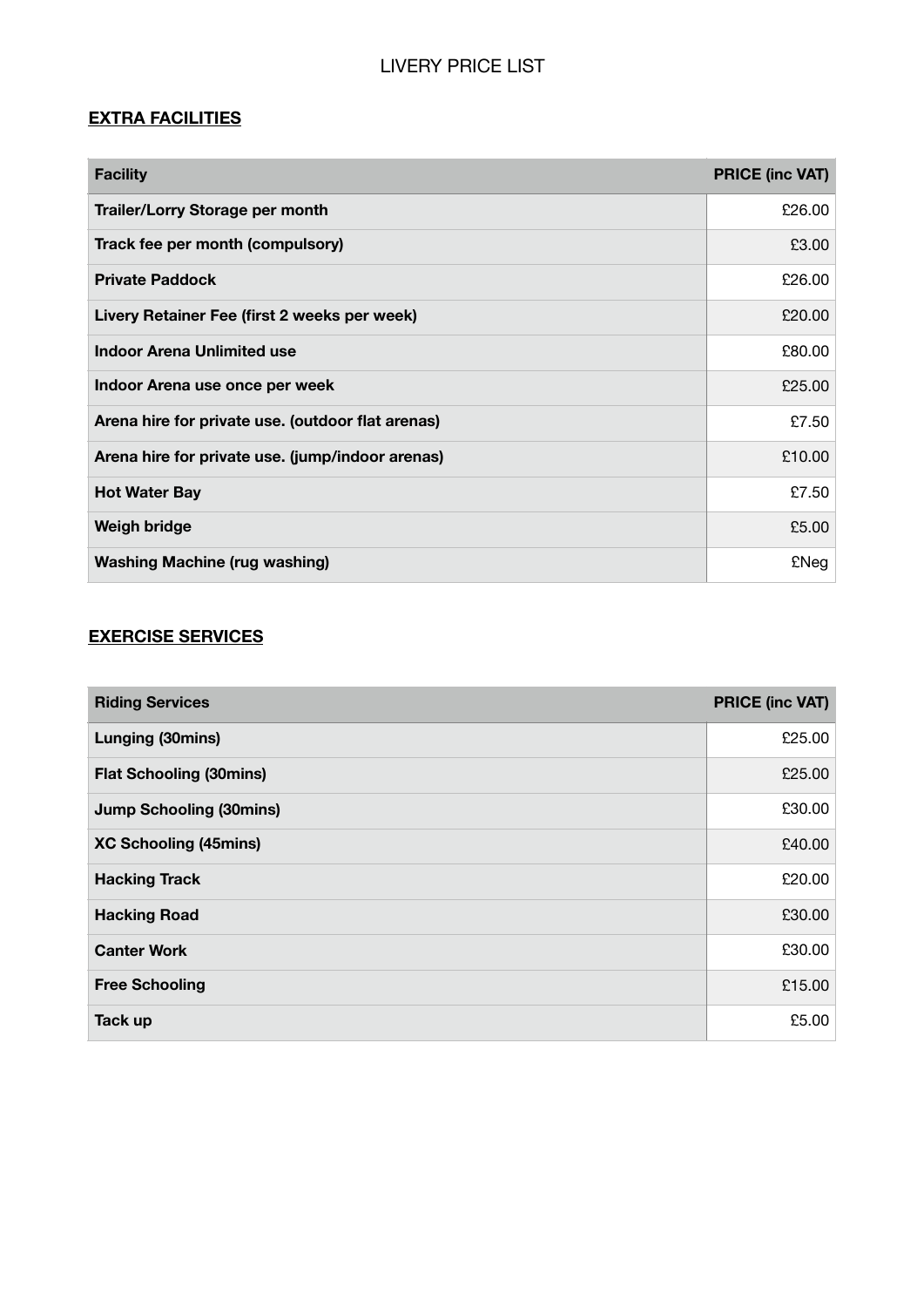# LIVERY PRICE LIST

## EXTRA FACILITIES

| Facility | PRICE (inc VAT) |
|---|---|
| **Trailer/Lorry Storage per month** | £26.00 |
| **Track fee per month (compulsory)** | £3.00 |
| **Private Paddock** | £26.00 |
| **Livery Retainer Fee (first 2 weeks per week)** | £20.00 |
| **Indoor Arena Unlimited use** | £80.00 |
| **Indoor Arena use once per week** | £25.00 |
| **Arena hire for private use. (outdoor flat arenas)** | £7.50 |
| **Arena hire for private use. (jump/indoor arenas)** | £10.00 |
| **Hot Water Bay** | £7.50 |
| **Weigh bridge** | £5.00 |
| **Washing Machine (rug washing)** | £Neg |

## EXERCISE SERVICES

| Riding Services | PRICE (inc VAT) |
|---|---|
| **Lunging (30mins)** | £25.00 |
| **Flat Schooling (30mins)** | £25.00 |
| **Jump Schooling (30mins)** | £30.00 |
| **XC Schooling (45mins)** | £40.00 |
| **Hacking Track** | £20.00 |
| **Hacking Road** | £30.00 |
| **Canter Work** | £30.00 |
| **Free Schooling** | £15.00 |
| **Tack up** | £5.00 |